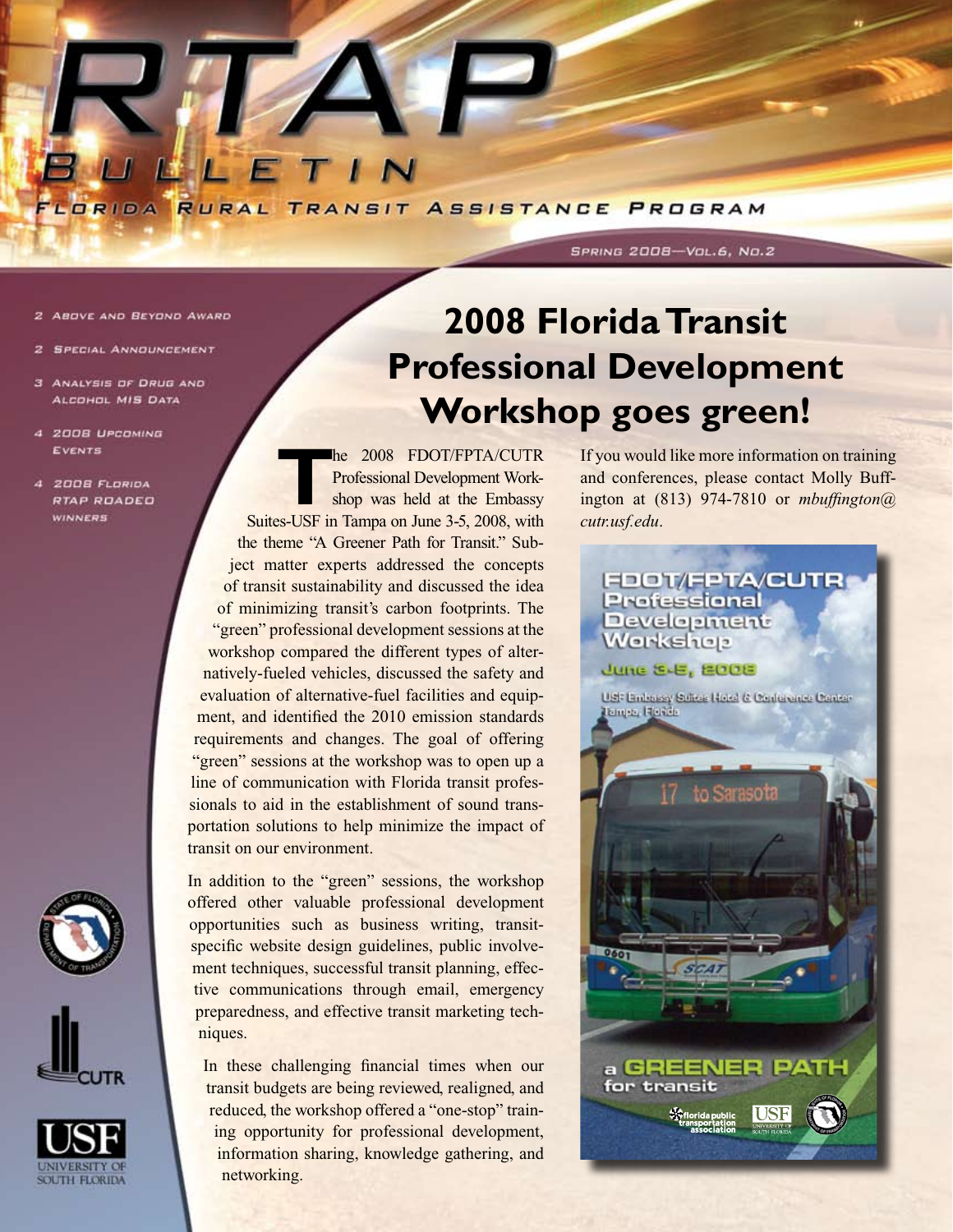# RTAP BULLETIN

FLORIDA RURAL TRANSIT ASSISTANCE PROGRAM

SPRING 2008—VOL.6, NO.2

- 2 ABOVE AND BEYOND AWARD
- 2 SPECIAL ANNOUNCEMENT
- 3 ANALYSIS OF DRUG AND ALCOHOL MIS DATA
- 4 2008 UPCOMING EVENTS
- 4 2008 FLORIDA RTAP ROADEO WINNERS

## 2008 Florida Transit Professional Development Workshop goes green!

The 2008 FDOT/FPTA/CUTR Professional Development Workshop was held at the Embassy Suites-USF in Tampa on June 3-5, 2008, with the theme "A Greener Path for Transit." Subject matter experts addressed the concepts of transit sustainability and discussed the idea of minimizing transit's carbon footprints. The "green" professional development sessions at the workshop compared the different types of alternatively-fueled vehicles, discussed the safety and evaluation of alternative-fuel facilities and equipment, and identified the 2010 emission standards requirements and changes. The goal of offering "green" sessions at the workshop was to open up a line of communication with Florida transit professionals to aid in the establishment of sound transportation solutions to help minimize the impact of transit on our environment.

In addition to the "green" sessions, the workshop offered other valuable professional development opportunities such as business writing, transit-specific website design guidelines, public involvement techniques, successful transit planning, effective communications through email, emergency preparedness, and effective transit marketing techniques.

In these challenging financial times when our transit budgets are being reviewed, realigned, and reduced, the workshop offered a "one-stop" training opportunity for professional development, information sharing, knowledge gathering, and networking.

If you would like more information on training and conferences, please contact Molly Buffington at (813) 974-7810 or *mbuffington@cutr.usf.edu*.

FDOT/FPTA/CUTR Professional Development Workshop

June 3-5, 2008

USF Embassy Suites Hotel & Conference Center
Tampa, Florida

a GREENER PATH for transit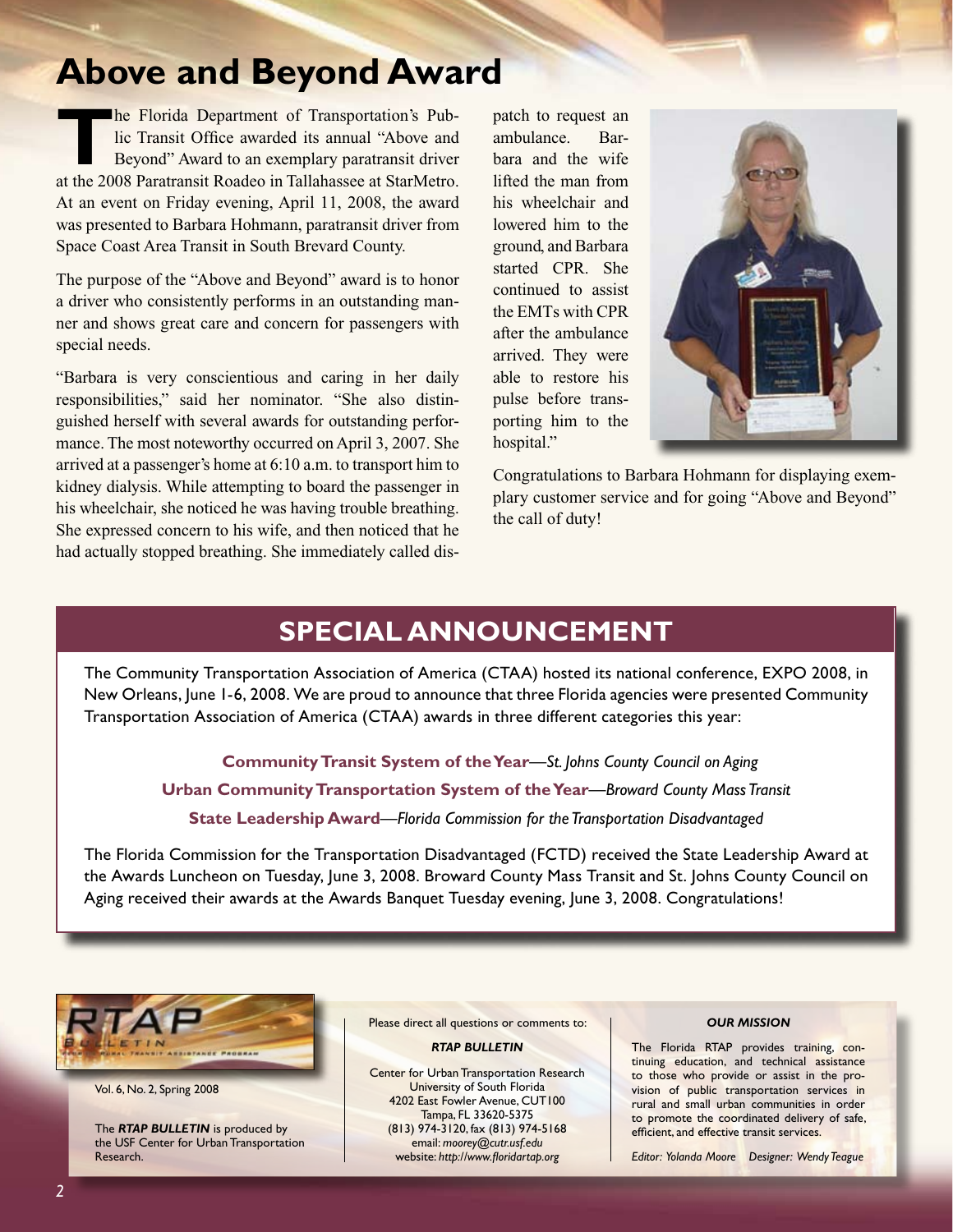# Above and Beyond Award

The Florida Department of Transportation's Public Transit Office awarded its annual "Above and Beyond" Award to an exemplary paratransit driver at the 2008 Paratransit Roadeo in Tallahassee at StarMetro. At an event on Friday evening, April 11, 2008, the award was presented to Barbara Hohmann, paratransit driver from Space Coast Area Transit in South Brevard County.

The purpose of the "Above and Beyond" award is to honor a driver who consistently performs in an outstanding manner and shows great care and concern for passengers with special needs.

"Barbara is very conscientious and caring in her daily responsibilities," said her nominator. "She also distinguished herself with several awards for outstanding performance. The most noteworthy occurred on April 3, 2007. She arrived at a passenger's home at 6:10 a.m. to transport him to kidney dialysis. While attempting to board the passenger in his wheelchair, she noticed he was having trouble breathing. She expressed concern to his wife, and then noticed that he had actually stopped breathing. She immediately called dispatch to request an ambulance. Barbara and the wife lifted the man from his wheelchair and lowered him to the ground, and Barbara started CPR. She continued to assist the EMTs with CPR after the ambulance arrived. They were able to restore his pulse before transporting him to the hospital."

Congratulations to Barbara Hohmann for displaying exemplary customer service and for going "Above and Beyond" the call of duty!

## SPECIAL ANNOUNCEMENT

The Community Transportation Association of America (CTAA) hosted its national conference, EXPO 2008, in New Orleans, June 1-6, 2008. We are proud to announce that three Florida agencies were presented Community Transportation Association of America (CTAA) awards in three different categories this year:

**Community Transit System of the Year**—*St. Johns County Council on Aging*

**Urban Community Transportation System of the Year**—*Broward County Mass Transit*

**State Leadership Award**—*Florida Commission for the Transportation Disadvantaged*

The Florida Commission for the Transportation Disadvantaged (FCTD) received the State Leadership Award at the Awards Luncheon on Tuesday, June 3, 2008. Broward County Mass Transit and St. Johns County Council on Aging received their awards at the Awards Banquet Tuesday evening, June 3, 2008. Congratulations!

RTAP BULLETIN — Florida Rural Transit Assistance Program

Vol. 6, No. 2, Spring 2008

The ***RTAP BULLETIN*** is produced by the USF Center for Urban Transportation Research.

Please direct all questions or comments to:

***RTAP BULLETIN***

Center for Urban Transportation Research
University of South Florida
4202 East Fowler Avenue, CUT100
Tampa, FL 33620-5375
(813) 974-3120, fax (813) 974-5168
email: *moorey@cutr.usf.edu*
website: *http://www.floridartap.org*

***OUR MISSION***

The Florida RTAP provides training, continuing education, and technical assistance to those who provide or assist in the provision of public transportation services in rural and small urban communities in order to promote the coordinated delivery of safe, efficient, and effective transit services.

*Editor: Yolanda Moore Designer: Wendy Teague*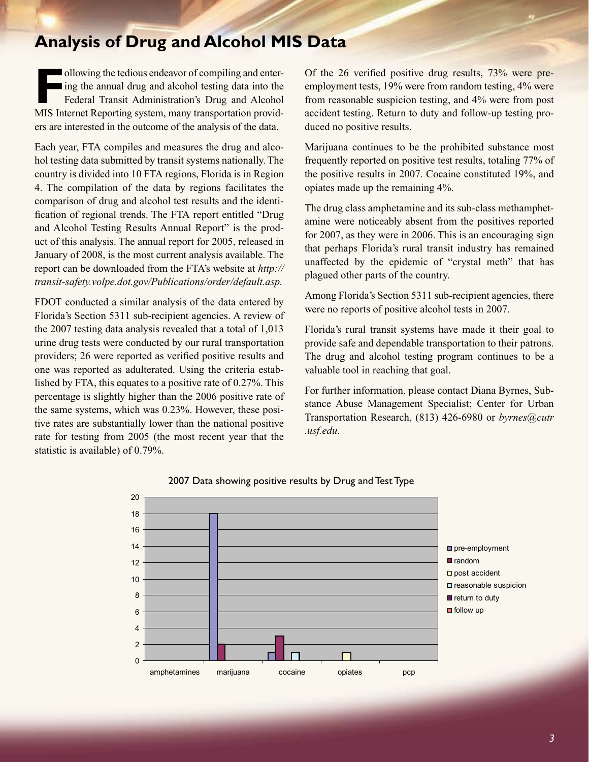# Analysis of Drug and Alcohol MIS Data

Following the tedious endeavor of compiling and entering the annual drug and alcohol testing data into the Federal Transit Administration's Drug and Alcohol MIS Internet Reporting system, many transportation providers are interested in the outcome of the analysis of the data.

Each year, FTA compiles and measures the drug and alcohol testing data submitted by transit systems nationally. The country is divided into 10 FTA regions, Florida is in Region 4. The compilation of the data by regions facilitates the comparison of drug and alcohol test results and the identification of regional trends. The FTA report entitled "Drug and Alcohol Testing Results Annual Report" is the product of this analysis. The annual report for 2005, released in January of 2008, is the most current analysis available. The report can be downloaded from the FTA's website at *http://transit-safety.volpe.dot.gov/Publications/order/default.asp.*

FDOT conducted a similar analysis of the data entered by Florida's Section 5311 sub-recipient agencies. A review of the 2007 testing data analysis revealed that a total of 1,013 urine drug tests were conducted by our rural transportation providers; 26 were reported as verified positive results and one was reported as adulterated. Using the criteria established by FTA, this equates to a positive rate of 0.27%. This percentage is slightly higher than the 2006 positive rate of the same systems, which was 0.23%. However, these positive rates are substantially lower than the national positive rate for testing from 2005 (the most recent year that the statistic is available) of 0.79%.

Of the 26 verified positive drug results, 73% were pre-employment tests, 19% were from random testing, 4% were from reasonable suspicion testing, and 4% were from post accident testing. Return to duty and follow-up testing produced no positive results.

Marijuana continues to be the prohibited substance most frequently reported on positive test results, totaling 77% of the positive results in 2007. Cocaine constituted 19%, and opiates made up the remaining 4%.

The drug class amphetamine and its sub-class methamphetamine were noticeably absent from the positives reported for 2007, as they were in 2006. This is an encouraging sign that perhaps Florida's rural transit industry has remained unaffected by the epidemic of "crystal meth" that has plagued other parts of the country.

Among Florida's Section 5311 sub-recipient agencies, there were no reports of positive alcohol tests in 2007.

Florida's rural transit systems have made it their goal to provide safe and dependable transportation to their patrons. The drug and alcohol testing program continues to be a valuable tool in reaching that goal.

For further information, please contact Diana Byrnes, Substance Abuse Management Specialist; Center for Urban Transportation Research, (813) 426-6980 or *byrnes@cutr.usf.edu*.

2007 Data showing positive results by Drug and Test Type

20
18
16
14
12
10
8
6
4
2
0

amphetamines
marijuana
cocaine
opiates
pcp

pre-employment
random
post accident
reasonable suspicion
return to duty
follow up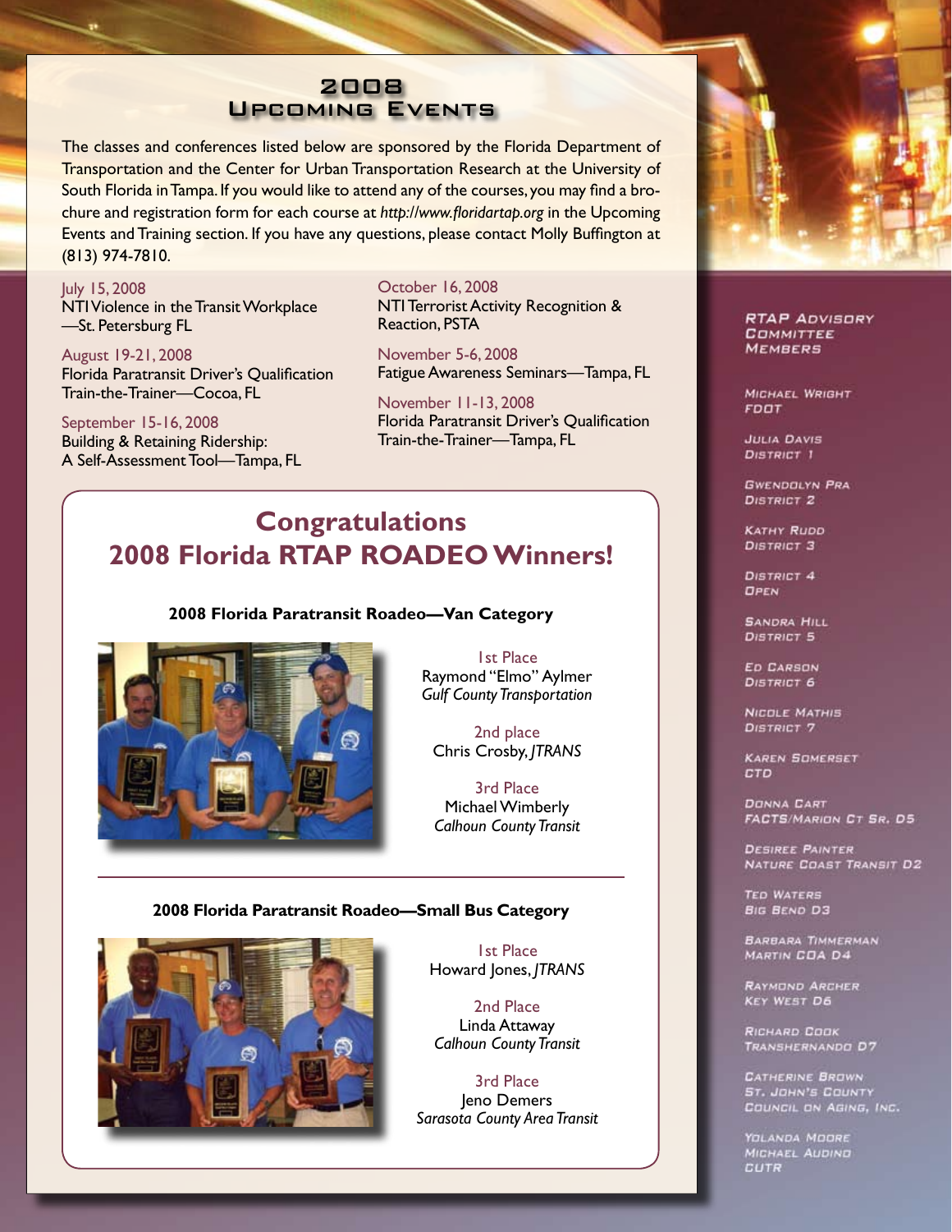# 2008 Upcoming Events

The classes and conferences listed below are sponsored by the Florida Department of Transportation and the Center for Urban Transportation Research at the University of South Florida in Tampa. If you would like to attend any of the courses, you may find a brochure and registration form for each course at *http://www.floridartap.org* in the Upcoming Events and Training section. If you have any questions, please contact Molly Buffington at (813) 974-7810.

July 15, 2008
NTI Violence in the Transit Workplace—St. Petersburg FL

August 19-21, 2008
Florida Paratransit Driver's Qualification Train-the-Trainer—Cocoa, FL

September 15-16, 2008
Building & Retaining Ridership: A Self-Assessment Tool—Tampa, FL

October 16, 2008
NTI Terrorist Activity Recognition & Reaction, PSTA

November 5-6, 2008
Fatigue Awareness Seminars—Tampa, FL

November 11-13, 2008
Florida Paratransit Driver's Qualification Train-the-Trainer—Tampa, FL

## Congratulations 2008 Florida RTAP ROADEO Winners!

**2008 Florida Paratransit Roadeo—Van Category**

1st Place
Raymond "Elmo" Aylmer
*Gulf County Transportation*

2nd place
Chris Crosby, *JTRANS*

3rd Place
Michael Wimberly
*Calhoun County Transit*

**2008 Florida Paratransit Roadeo—Small Bus Category**

1st Place
Howard Jones, *JTRANS*

2nd Place
Linda Attaway
*Calhoun County Transit*

3rd Place
Jeno Demers
*Sarasota County Area Transit*

### RTAP Advisory Committee Members

Michael Wright
FDOT

Julia Davis
District 1

Gwendolyn Pra
District 2

Kathy Rudd
District 3

District 4
Open

Sandra Hill
District 5

Ed Carson
District 6

Nicole Mathis
District 7

Karen Somerset
CTD

Donna Cart
FACTS/Marion Ct Sr. D5

Desiree Painter
Nature Coast Transit D2

Ted Waters
Big Bend D3

Barbara Timmerman
Martin COA D4

Raymond Archer
Key West D6

Richard Cook
Transhernando D7

Catherine Brown
St. John's County Council on Aging, Inc.

Yolanda Moore
Michael Audino
CUTR